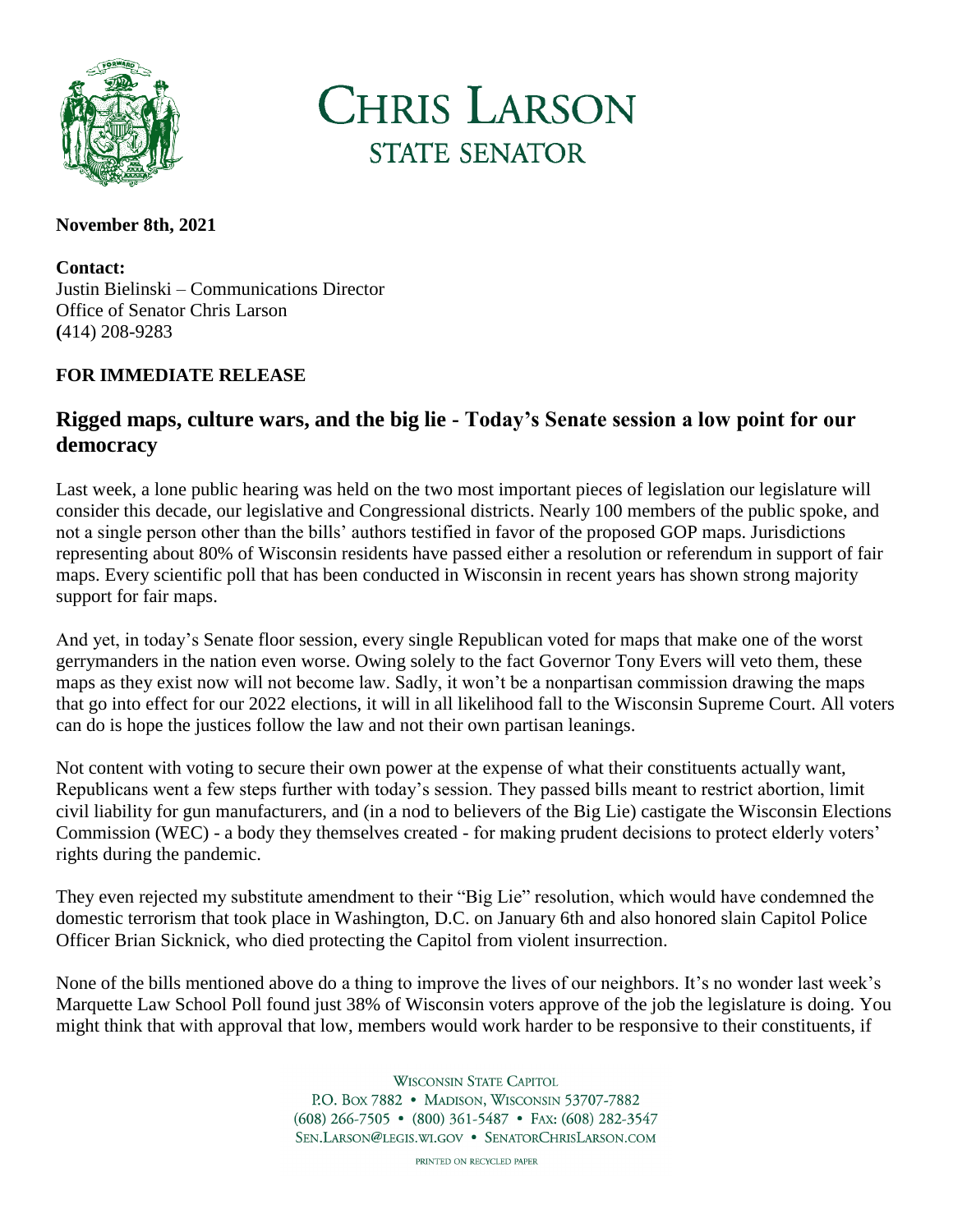# CHRIS LARSON
## STATE SENATOR

**November 8th, 2021**

**Contact:**
Justin Bielinski – Communications Director
Office of Senator Chris Larson
(414) 208-9283

**FOR IMMEDIATE RELEASE**

## Rigged maps, culture wars, and the big lie - Today's Senate session a low point for our democracy

Last week, a lone public hearing was held on the two most important pieces of legislation our legislature will consider this decade, our legislative and Congressional districts. Nearly 100 members of the public spoke, and not a single person other than the bills' authors testified in favor of the proposed GOP maps. Jurisdictions representing about 80% of Wisconsin residents have passed either a resolution or referendum in support of fair maps. Every scientific poll that has been conducted in Wisconsin in recent years has shown strong majority support for fair maps.

And yet, in today's Senate floor session, every single Republican voted for maps that make one of the worst gerrymanders in the nation even worse. Owing solely to the fact Governor Tony Evers will veto them, these maps as they exist now will not become law. Sadly, it won't be a nonpartisan commission drawing the maps that go into effect for our 2022 elections, it will in all likelihood fall to the Wisconsin Supreme Court. All voters can do is hope the justices follow the law and not their own partisan leanings.

Not content with voting to secure their own power at the expense of what their constituents actually want, Republicans went a few steps further with today's session. They passed bills meant to restrict abortion, limit civil liability for gun manufacturers, and (in a nod to believers of the Big Lie) castigate the Wisconsin Elections Commission (WEC) - a body they themselves created - for making prudent decisions to protect elderly voters' rights during the pandemic.

They even rejected my substitute amendment to their "Big Lie" resolution, which would have condemned the domestic terrorism that took place in Washington, D.C. on January 6th and also honored slain Capitol Police Officer Brian Sicknick, who died protecting the Capitol from violent insurrection.

None of the bills mentioned above do a thing to improve the lives of our neighbors. It's no wonder last week's Marquette Law School Poll found just 38% of Wisconsin voters approve of the job the legislature is doing. You might think that with approval that low, members would work harder to be responsive to their constituents, if

WISCONSIN STATE CAPITOL
P.O. BOX 7882 • MADISON, WISCONSIN 53707-7882
(608) 266-7505 • (800) 361-5487 • FAX: (608) 282-3547
SEN.LARSON@LEGIS.WI.GOV • SENATORCHRISLARSON.COM

PRINTED ON RECYCLED PAPER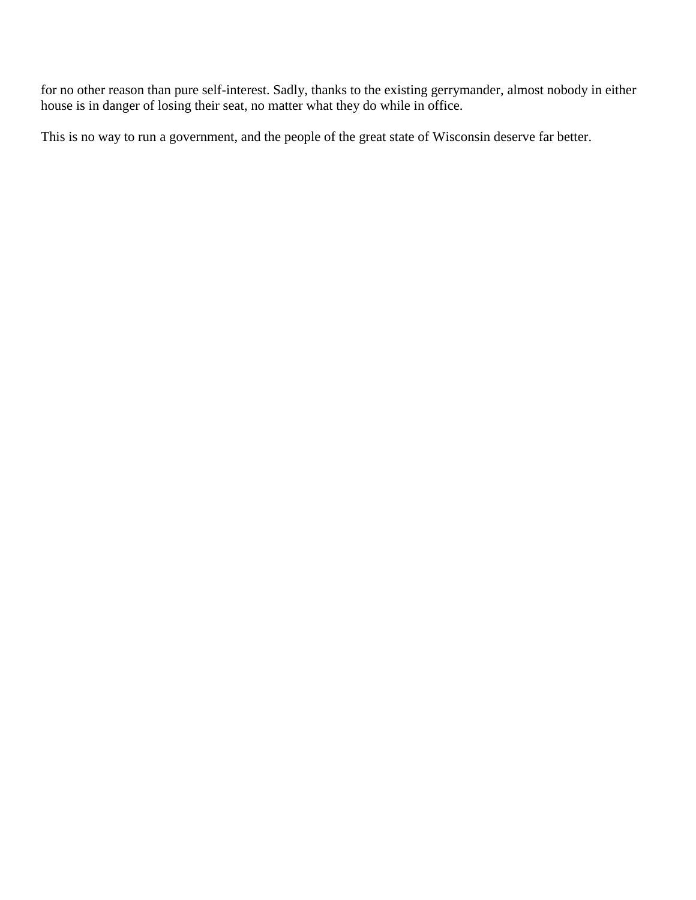for no other reason than pure self-interest. Sadly, thanks to the existing gerrymander, almost nobody in either house is in danger of losing their seat, no matter what they do while in office.

This is no way to run a government, and the people of the great state of Wisconsin deserve far better.